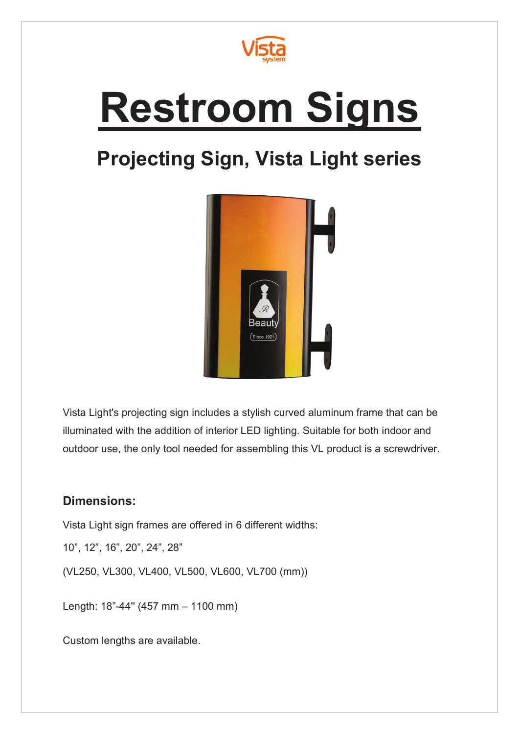# Restroom Signs

## Projecting Sign, Vista Light series

Vista Light's projecting sign includes a stylish curved aluminum frame that can be illuminated with the addition of interior LED lighting. Suitable for both indoor and outdoor use, the only tool needed for assembling this VL product is a screwdriver.

### Dimensions:

Vista Light sign frames are offered in 6 different widths:

10”, 12”, 16”, 20”, 24”, 28”

(VL250, VL300, VL400, VL500, VL600, VL700 (mm))

Length: 18”-44" (457 mm – 1100 mm)

Custom lengths are available.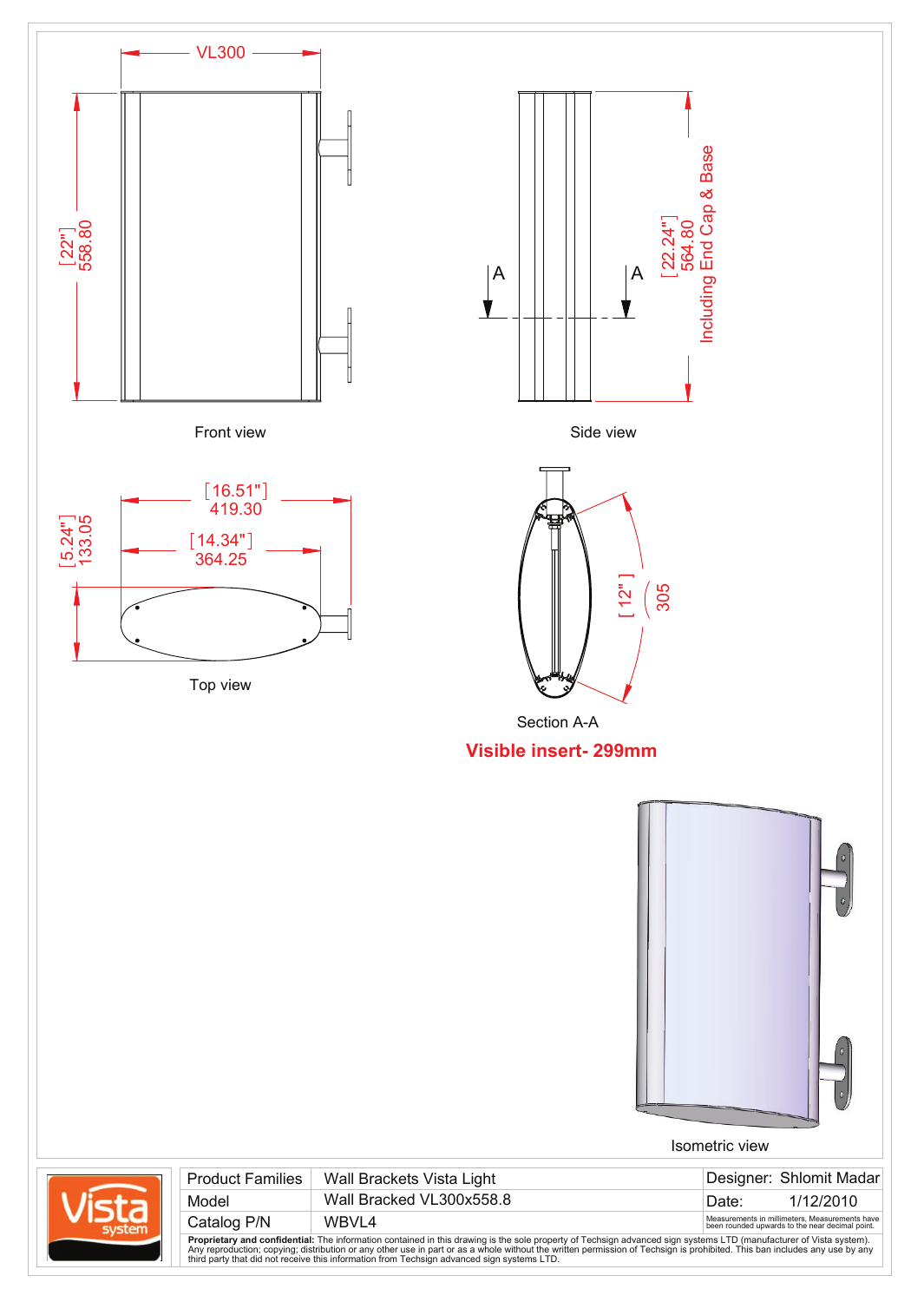VL300

[22"]
558.80

Front view

A A

[22.24"]
564.80
Including End Cap & Base

Side view

[16.51"]
419.30

[14.34"]
364.25

[5.24"]
133.05

Top view

[12"]
305

Section A-A

**Visible insert- 299mm**

Isometric view

| Product Families | Wall Brackets Vista Light | Designer: Shlomit Madar |
|---|---|---|
| Model | Wall Bracked VL300x558.8 | Date: 1/12/2010 |
| Catalog P/N | WBVL4 | Measurements in millimeters, Measurements have been rounded upwards to the near decimal point. |

**Proprietary and confidential:** The information contained in this drawing is the sole property of Techsign advanced sign systems LTD (manufacturer of Vista system). Any reproduction; copying; distribution or any other use in part or as a whole without the written permission of Techsign is prohibited. This ban includes any use by any third party that did not receive this information from Techsign advanced sign systems LTD.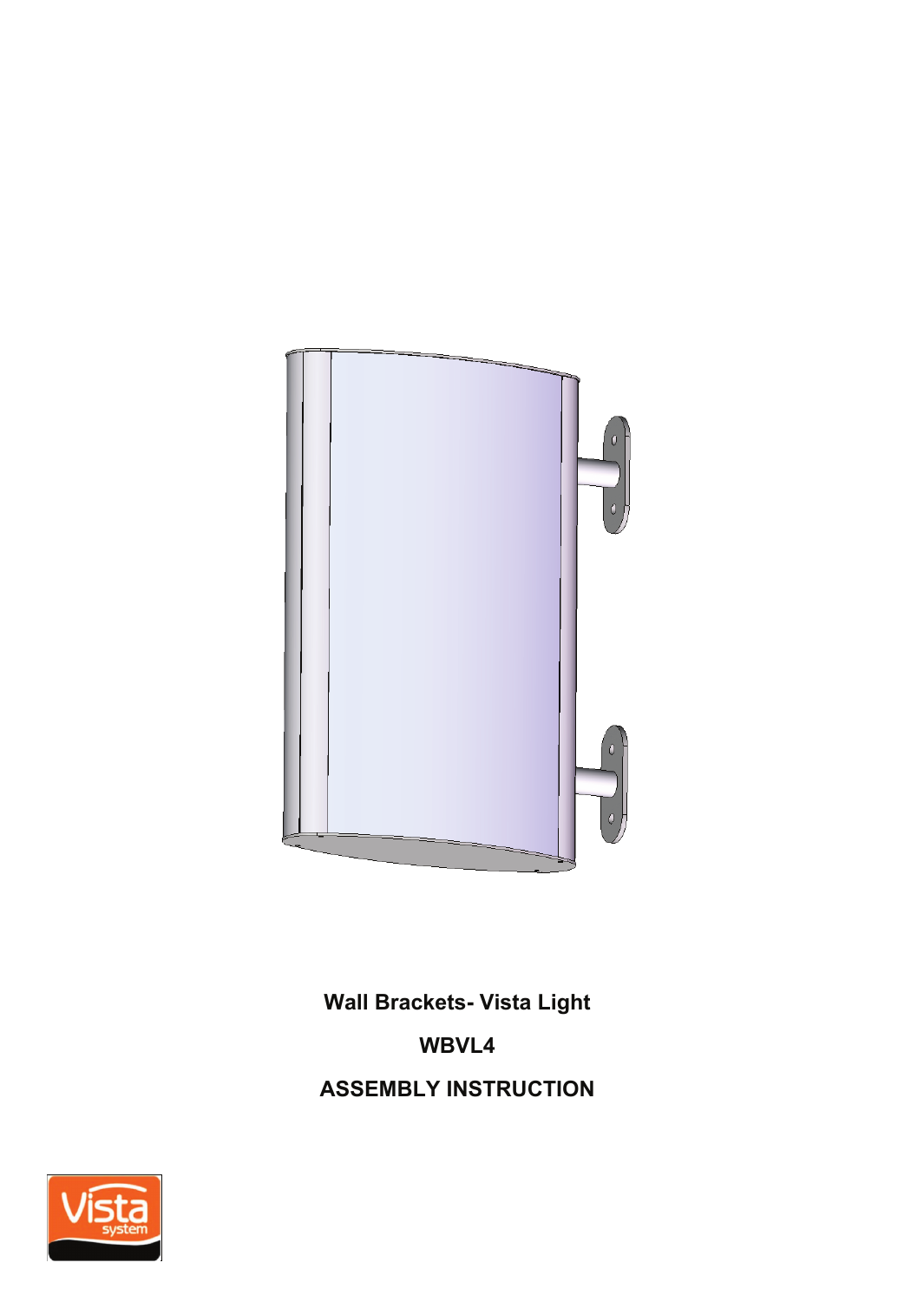**Wall Brackets- Vista Light**

**WBVL4**

**ASSEMBLY INSTRUCTION**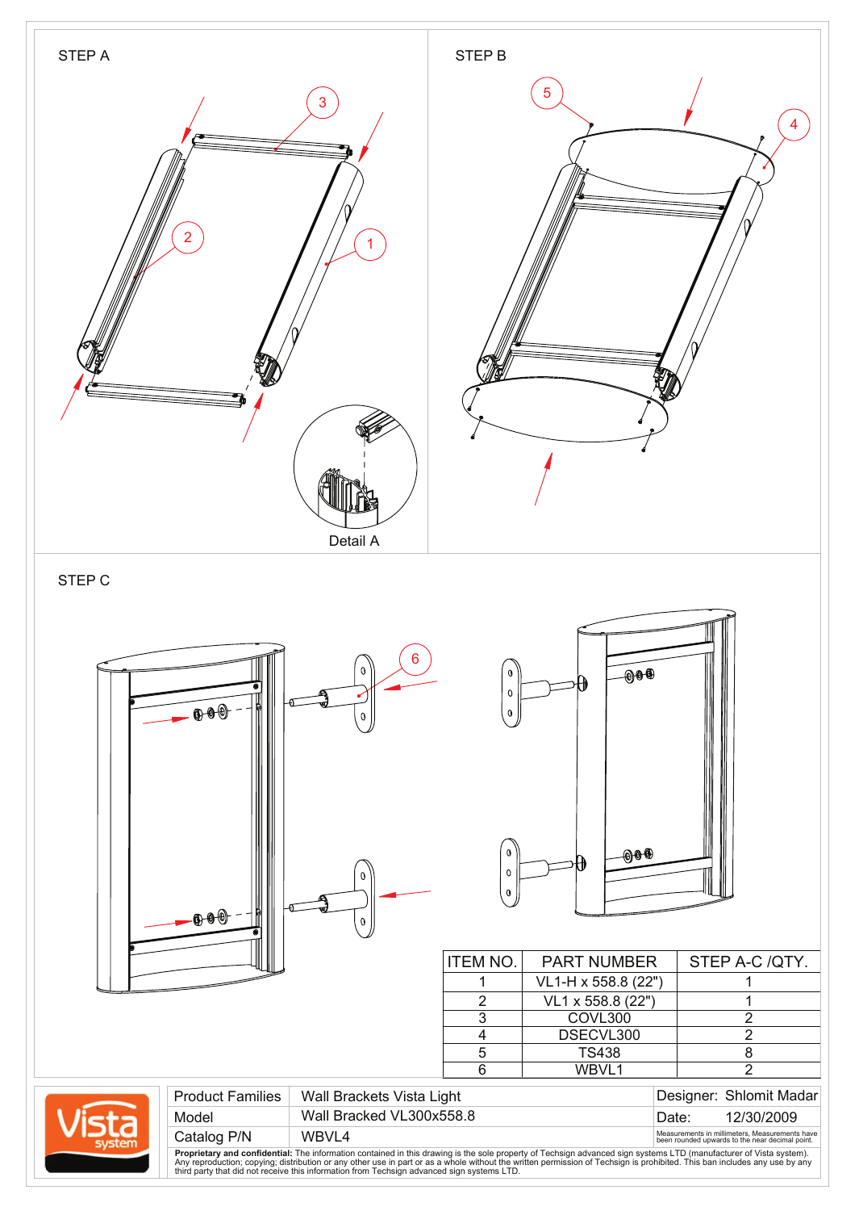STEP A

STEP B

Detail A

STEP C

| ITEM NO. | PART NUMBER | STEP A-C /QTY. |
|---|---|---|
| 1 | VL1-H x 558.8 (22") | 1 |
| 2 | VL1 x 558.8 (22") | 1 |
| 3 | COVL300 | 2 |
| 4 | DSECVL300 | 2 |
| 5 | TS438 | 8 |
| 6 | WBVL1 | 2 |

| | | |
|---|---|---|
| Product Families | Wall Brackets Vista Light | Designer: Shlomit Madar |
| Model | Wall Bracked VL300x558.8 | Date: 12/30/2009 |
| Catalog P/N | WBVL4 | Measurements in millimeters, Measurements have been rounded upwards to the near decimal point. |

**Proprietary and confidential:** The information contained in this drawing is the sole property of Techsign advanced sign systems LTD (manufacturer of Vista system). Any reproduction; copying; distribution or any other use in part or as a whole without the written permission of Techsign is prohibited. This ban includes any use by any third party that did not receive this information from Techsign advanced sign systems LTD.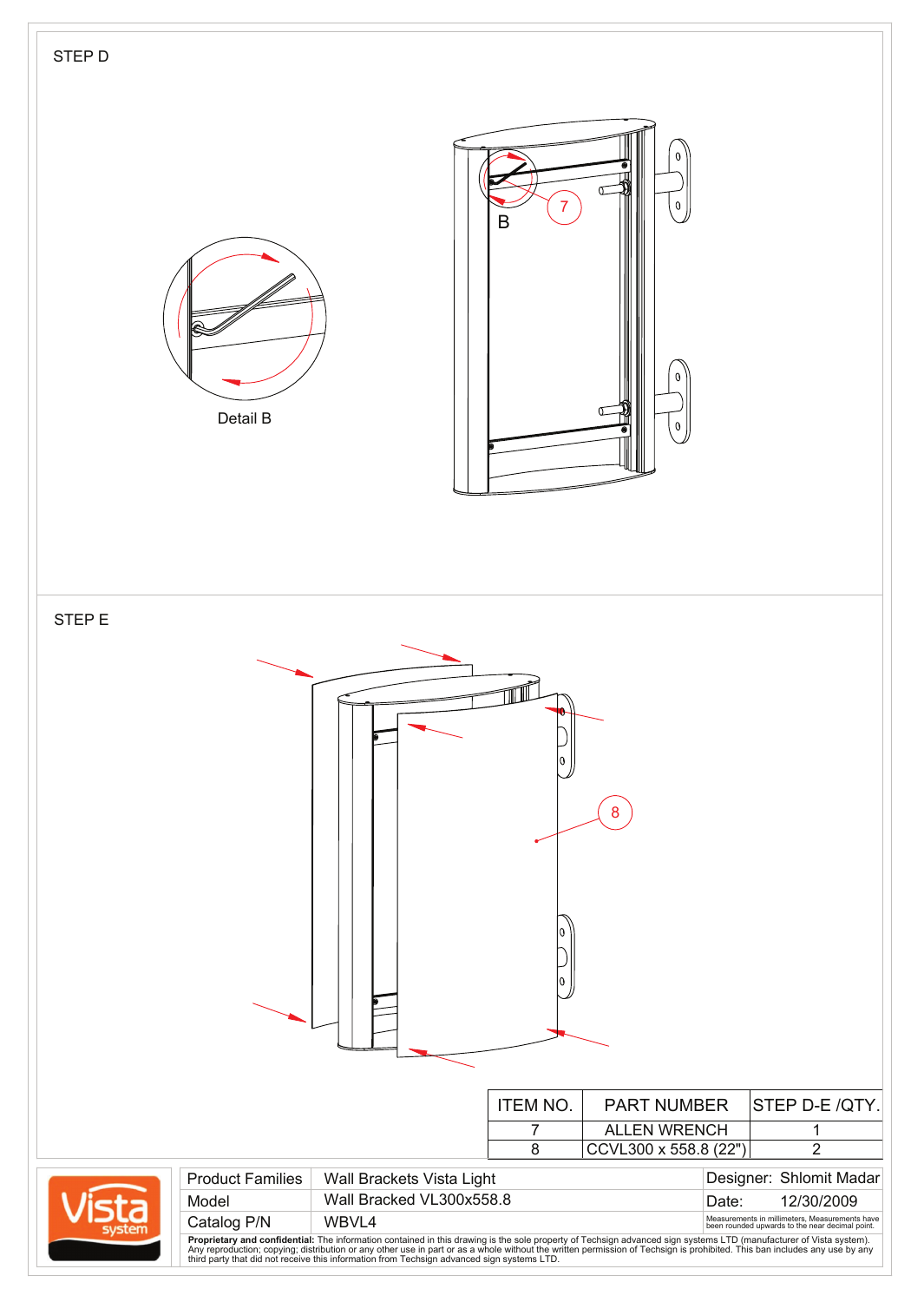## STEP D

B

7

Detail B

## STEP E

8

| ITEM NO. | PART NUMBER | STEP D-E /QTY. |
|---|---|---|
| 7 | ALLEN WRENCH | 1 |
| 8 | CCVL300 x 558.8 (22") | 2 |

Vista system

| | | | |
|---|---|---|---|
| Product Families | Wall Brackets Vista Light | Designer: | Shlomit Madar |
| Model | Wall Bracked VL300x558.8 | Date: | 12/30/2009 |
| Catalog P/N | WBVL4 | Measurements in millimeters, Measurements have been rounded upwards to the near decimal point. | |

**Proprietary and confidential:** The information contained in this drawing is the sole property of Techsign advanced sign systems LTD (manufacturer of Vista system). Any reproduction; copying; distribution or any other use in part or as a whole without the written permission of Techsign is prohibited. This ban includes any use by any third party that did not receive this information from Techsign advanced sign systems LTD.